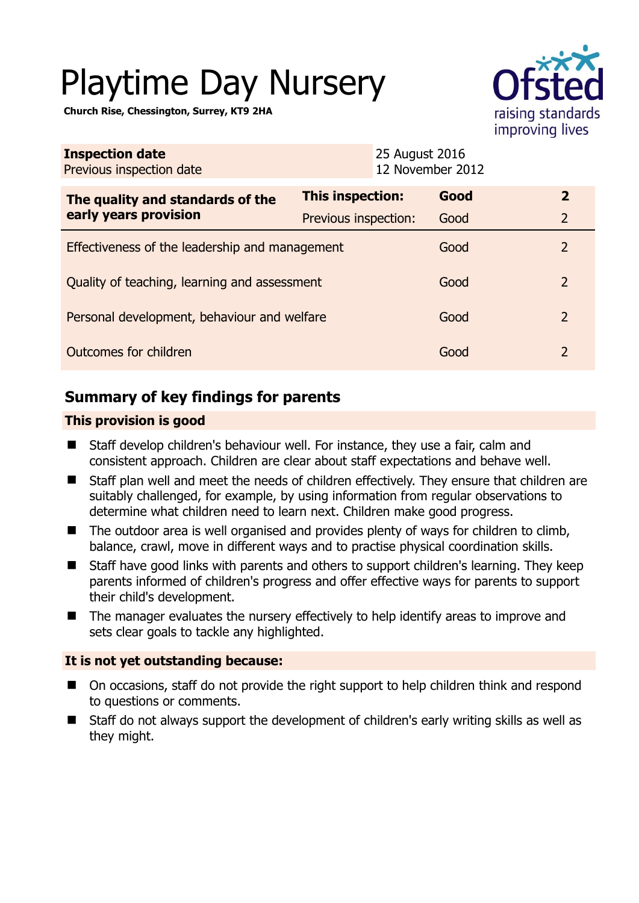# Playtime Day Nursery

**Church Rise, Chessington, Surrey, KT9 2HA**

| **Inspection date** | 25 August 2016 |
|---|---|
| Previous inspection date | 12 November 2012 |

| **The quality and standards of the early years provision** | **This inspection:** | **Good** | **2** |
|---|---|---|---|
| | Previous inspection: | Good | 2 |
| Effectiveness of the leadership and management | | Good | 2 |
| Quality of teaching, learning and assessment | | Good | 2 |
| Personal development, behaviour and welfare | | Good | 2 |
| Outcomes for children | | Good | 2 |

## Summary of key findings for parents

**This provision is good**

- Staff develop children's behaviour well. For instance, they use a fair, calm and consistent approach. Children are clear about staff expectations and behave well.
- Staff plan well and meet the needs of children effectively. They ensure that children are suitably challenged, for example, by using information from regular observations to determine what children need to learn next. Children make good progress.
- The outdoor area is well organised and provides plenty of ways for children to climb, balance, crawl, move in different ways and to practise physical coordination skills.
- Staff have good links with parents and others to support children's learning. They keep parents informed of children's progress and offer effective ways for parents to support their child's development.
- The manager evaluates the nursery effectively to help identify areas to improve and sets clear goals to tackle any highlighted.

**It is not yet outstanding because:**

- On occasions, staff do not provide the right support to help children think and respond to questions or comments.
- Staff do not always support the development of children's early writing skills as well as they might.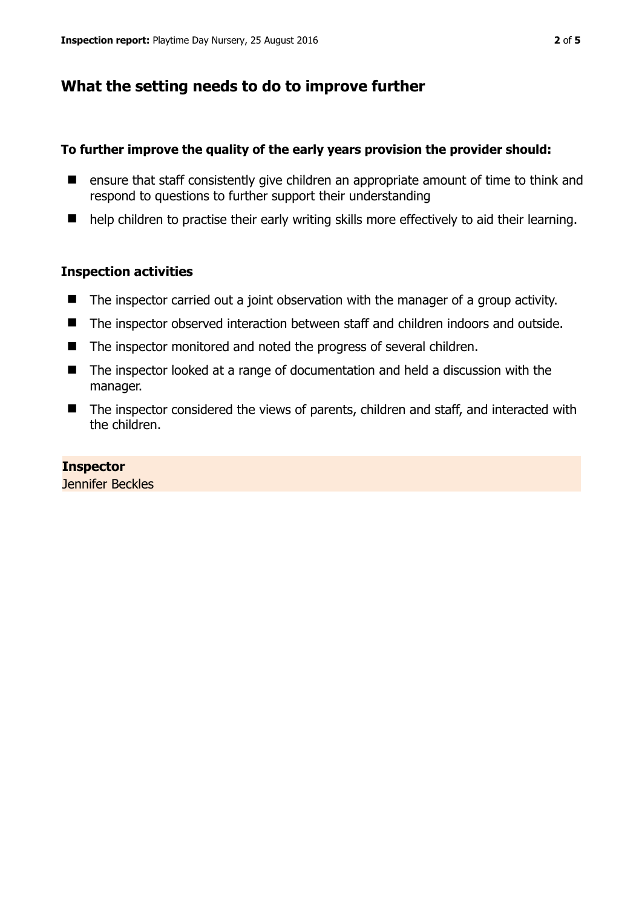## What the setting needs to do to improve further

**To further improve the quality of the early years provision the provider should:**

- ensure that staff consistently give children an appropriate amount of time to think and respond to questions to further support their understanding
- help children to practise their early writing skills more effectively to aid their learning.

### Inspection activities

- The inspector carried out a joint observation with the manager of a group activity.
- The inspector observed interaction between staff and children indoors and outside.
- The inspector monitored and noted the progress of several children.
- The inspector looked at a range of documentation and held a discussion with the manager.
- The inspector considered the views of parents, children and staff, and interacted with the children.

**Inspector**
Jennifer Beckles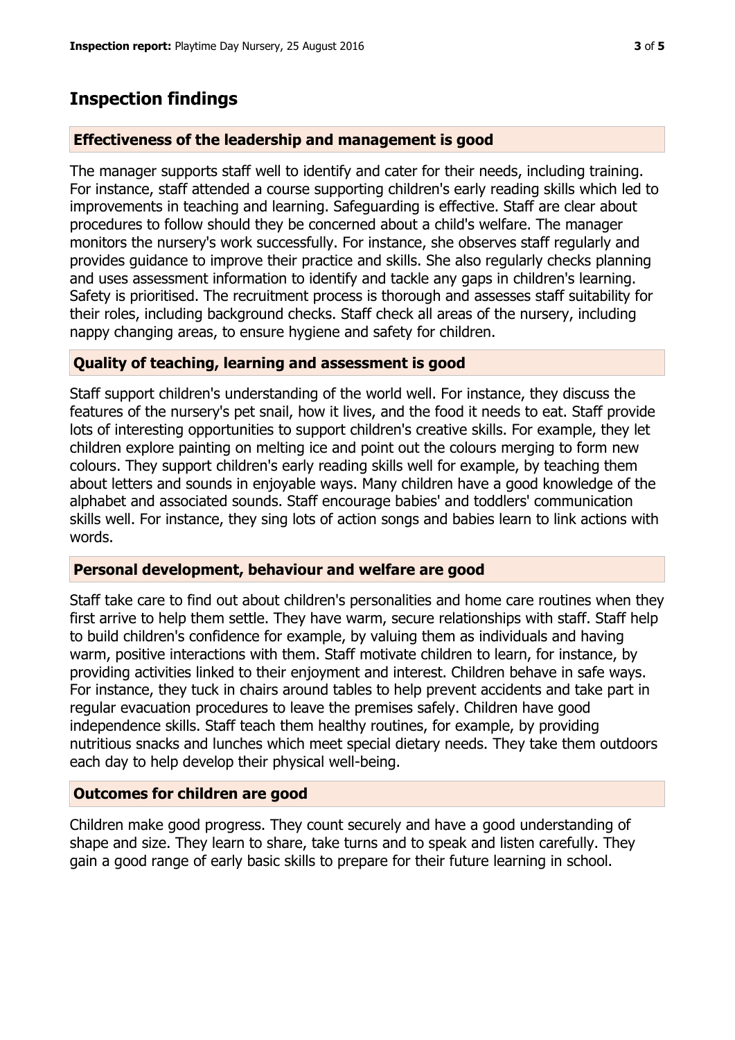## Inspection findings

### Effectiveness of the leadership and management is good

The manager supports staff well to identify and cater for their needs, including training. For instance, staff attended a course supporting children's early reading skills which led to improvements in teaching and learning. Safeguarding is effective. Staff are clear about procedures to follow should they be concerned about a child's welfare. The manager monitors the nursery's work successfully. For instance, she observes staff regularly and provides guidance to improve their practice and skills. She also regularly checks planning and uses assessment information to identify and tackle any gaps in children's learning. Safety is prioritised. The recruitment process is thorough and assesses staff suitability for their roles, including background checks. Staff check all areas of the nursery, including nappy changing areas, to ensure hygiene and safety for children.

### Quality of teaching, learning and assessment is good

Staff support children's understanding of the world well. For instance, they discuss the features of the nursery's pet snail, how it lives, and the food it needs to eat. Staff provide lots of interesting opportunities to support children's creative skills. For example, they let children explore painting on melting ice and point out the colours merging to form new colours. They support children's early reading skills well for example, by teaching them about letters and sounds in enjoyable ways. Many children have a good knowledge of the alphabet and associated sounds. Staff encourage babies' and toddlers' communication skills well. For instance, they sing lots of action songs and babies learn to link actions with words.

### Personal development, behaviour and welfare are good

Staff take care to find out about children's personalities and home care routines when they first arrive to help them settle. They have warm, secure relationships with staff. Staff help to build children's confidence for example, by valuing them as individuals and having warm, positive interactions with them. Staff motivate children to learn, for instance, by providing activities linked to their enjoyment and interest. Children behave in safe ways. For instance, they tuck in chairs around tables to help prevent accidents and take part in regular evacuation procedures to leave the premises safely. Children have good independence skills. Staff teach them healthy routines, for example, by providing nutritious snacks and lunches which meet special dietary needs. They take them outdoors each day to help develop their physical well-being.

### Outcomes for children are good

Children make good progress. They count securely and have a good understanding of shape and size. They learn to share, take turns and to speak and listen carefully. They gain a good range of early basic skills to prepare for their future learning in school.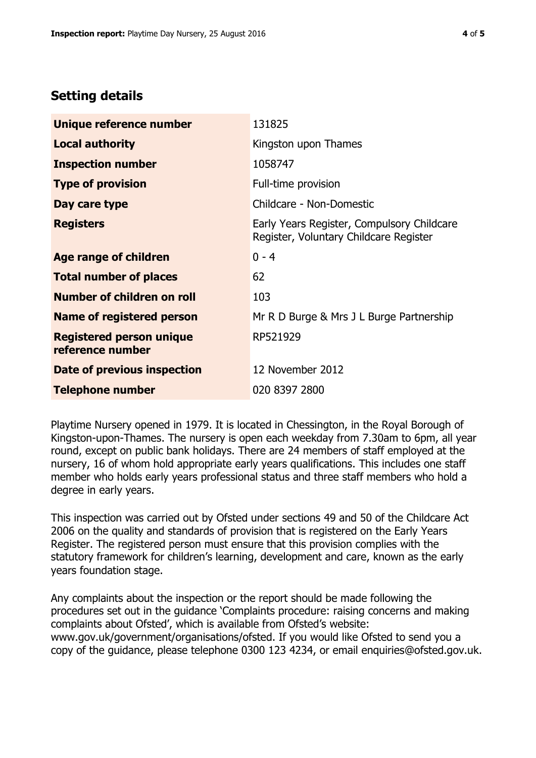## Setting details

| | |
|---|---|
| **Unique reference number** | 131825 |
| **Local authority** | Kingston upon Thames |
| **Inspection number** | 1058747 |
| **Type of provision** | Full-time provision |
| **Day care type** | Childcare - Non-Domestic |
| **Registers** | Early Years Register, Compulsory Childcare Register, Voluntary Childcare Register |
| **Age range of children** | 0 - 4 |
| **Total number of places** | 62 |
| **Number of children on roll** | 103 |
| **Name of registered person** | Mr R D Burge & Mrs J L Burge Partnership |
| **Registered person unique reference number** | RP521929 |
| **Date of previous inspection** | 12 November 2012 |
| **Telephone number** | 020 8397 2800 |

Playtime Nursery opened in 1979. It is located in Chessington, in the Royal Borough of Kingston-upon-Thames. The nursery is open each weekday from 7.30am to 6pm, all year round, except on public bank holidays. There are 24 members of staff employed at the nursery, 16 of whom hold appropriate early years qualifications. This includes one staff member who holds early years professional status and three staff members who hold a degree in early years.

This inspection was carried out by Ofsted under sections 49 and 50 of the Childcare Act 2006 on the quality and standards of provision that is registered on the Early Years Register. The registered person must ensure that this provision complies with the statutory framework for children's learning, development and care, known as the early years foundation stage.

Any complaints about the inspection or the report should be made following the procedures set out in the guidance 'Complaints procedure: raising concerns and making complaints about Ofsted', which is available from Ofsted's website: www.gov.uk/government/organisations/ofsted. If you would like Ofsted to send you a copy of the guidance, please telephone 0300 123 4234, or email enquiries@ofsted.gov.uk.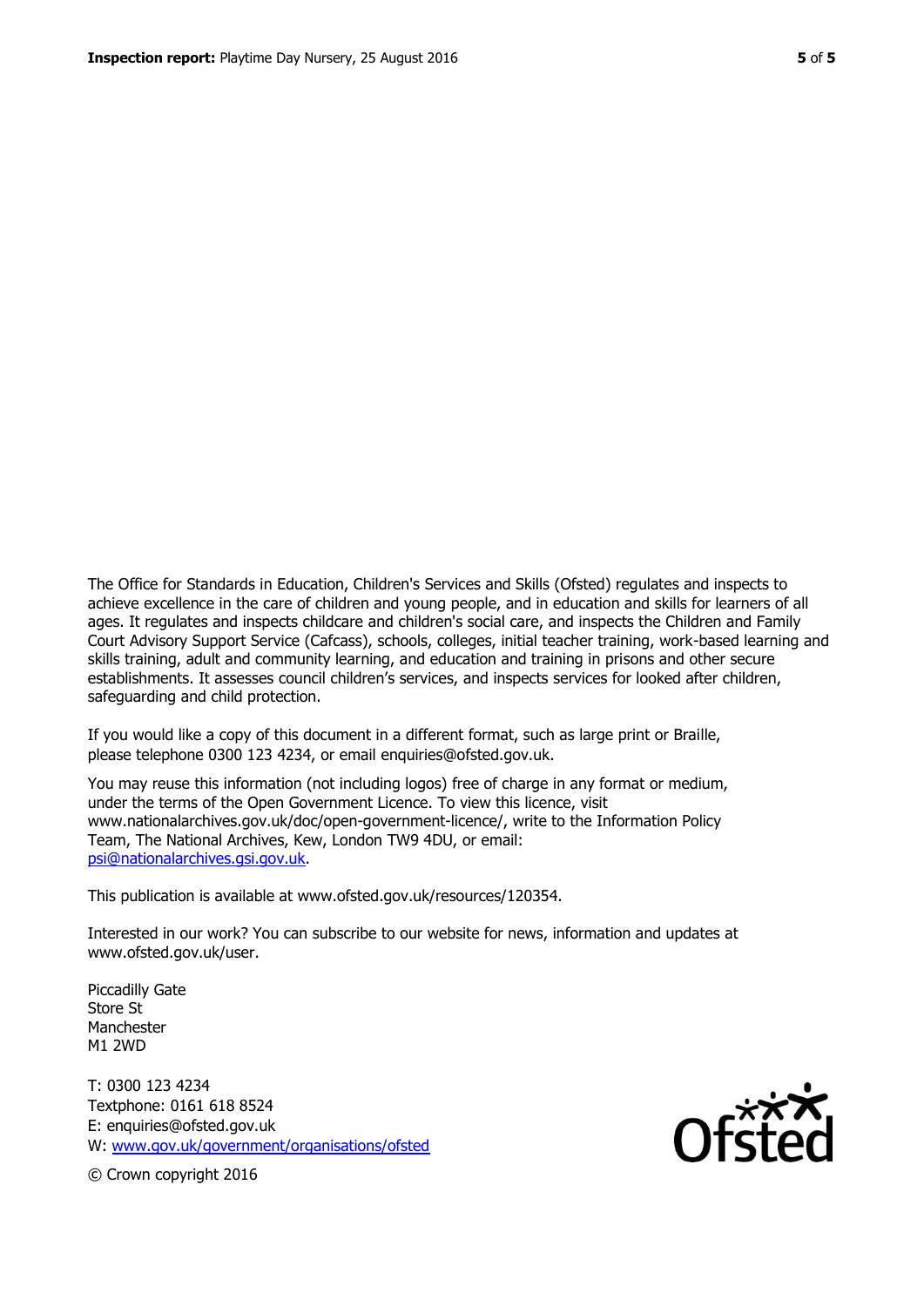The Office for Standards in Education, Children's Services and Skills (Ofsted) regulates and inspects to achieve excellence in the care of children and young people, and in education and skills for learners of all ages. It regulates and inspects childcare and children's social care, and inspects the Children and Family Court Advisory Support Service (Cafcass), schools, colleges, initial teacher training, work-based learning and skills training, adult and community learning, and education and training in prisons and other secure establishments. It assesses council children's services, and inspects services for looked after children, safeguarding and child protection.

If you would like a copy of this document in a different format, such as large print or Braille, please telephone 0300 123 4234, or email enquiries@ofsted.gov.uk.

You may reuse this information (not including logos) free of charge in any format or medium, under the terms of the Open Government Licence. To view this licence, visit www.nationalarchives.gov.uk/doc/open-government-licence/, write to the Information Policy Team, The National Archives, Kew, London TW9 4DU, or email: psi@nationalarchives.gsi.gov.uk.

This publication is available at www.ofsted.gov.uk/resources/120354.

Interested in our work? You can subscribe to our website for news, information and updates at www.ofsted.gov.uk/user.

Piccadilly Gate
Store St
Manchester
M1 2WD

T: 0300 123 4234
Textphone: 0161 618 8524
E: enquiries@ofsted.gov.uk
W: www.gov.uk/government/organisations/ofsted

© Crown copyright 2016